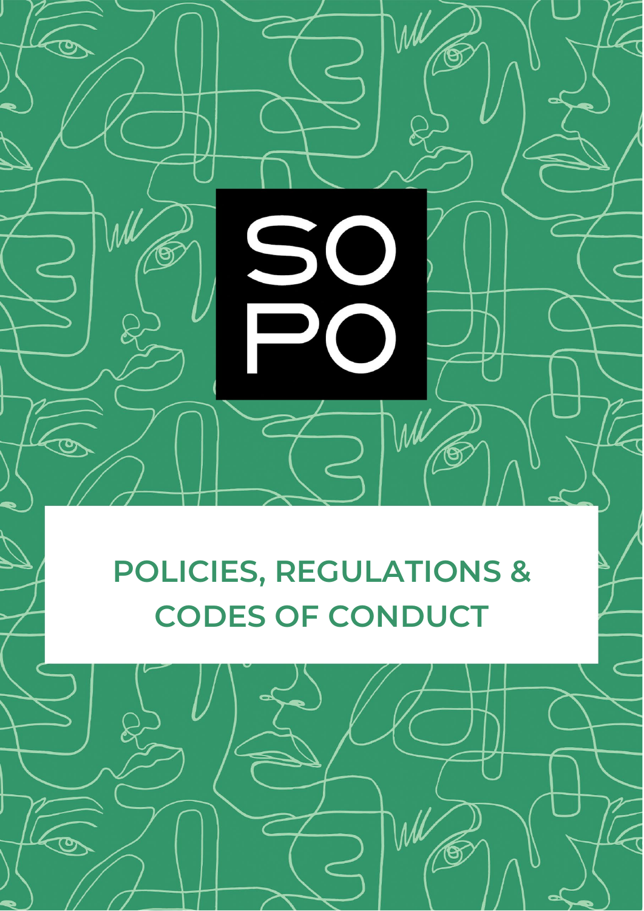SO
PO

# POLICIES, REGULATIONS & CODES OF CONDUCT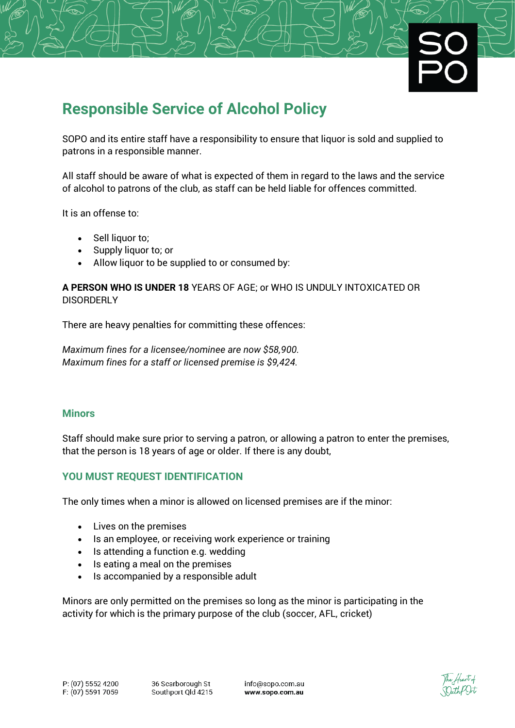# Responsible Service of Alcohol Policy

SOPO and its entire staff have a responsibility to ensure that liquor is sold and supplied to patrons in a responsible manner.

All staff should be aware of what is expected of them in regard to the laws and the service of alcohol to patrons of the club, as staff can be held liable for offences committed.

It is an offense to:

- Sell liquor to;
- Supply liquor to; or
- Allow liquor to be supplied to or consumed by:

**A PERSON WHO IS UNDER 18** YEARS OF AGE; or WHO IS UNDULY INTOXICATED OR DISORDERLY

There are heavy penalties for committing these offences:

*Maximum fines for a licensee/nominee are now $58,900.*
*Maximum fines for a staff or licensed premise is $9,424.*

## Minors

Staff should make sure prior to serving a patron, or allowing a patron to enter the premises, that the person is 18 years of age or older. If there is any doubt,

### YOU MUST REQUEST IDENTIFICATION

The only times when a minor is allowed on licensed premises are if the minor:

- Lives on the premises
- Is an employee, or receiving work experience or training
- Is attending a function e.g. wedding
- Is eating a meal on the premises
- Is accompanied by a responsible adult

Minors are only permitted on the premises so long as the minor is participating in the activity for which is the primary purpose of the club (soccer, AFL, cricket)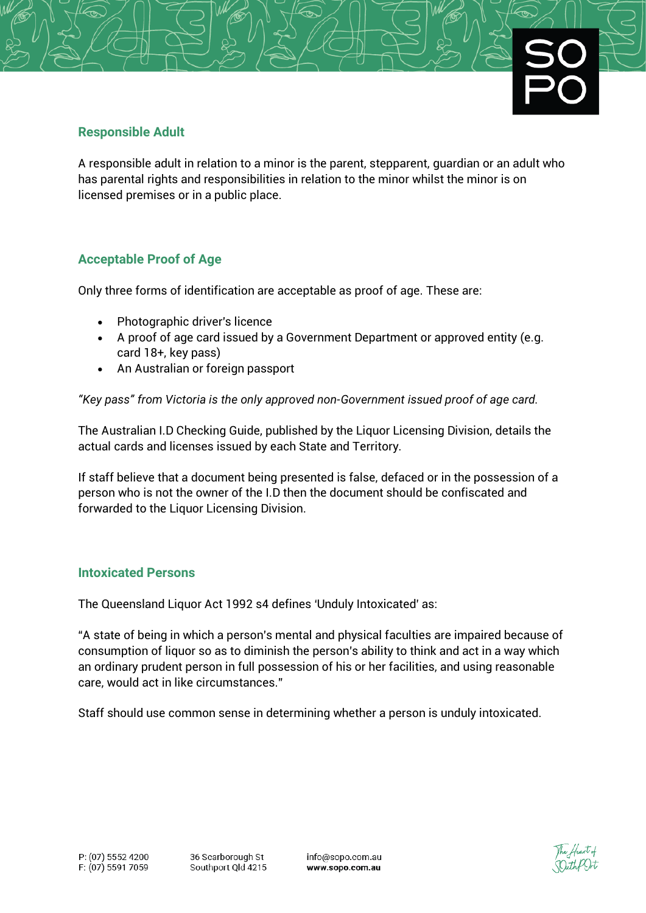## Responsible Adult

A responsible adult in relation to a minor is the parent, stepparent, guardian or an adult who has parental rights and responsibilities in relation to the minor whilst the minor is on licensed premises or in a public place.

## Acceptable Proof of Age

Only three forms of identification are acceptable as proof of age. These are:

- Photographic driver's licence
- A proof of age card issued by a Government Department or approved entity (e.g. card 18+, key pass)
- An Australian or foreign passport

*"Key pass" from Victoria is the only approved non-Government issued proof of age card.*

The Australian I.D Checking Guide, published by the Liquor Licensing Division, details the actual cards and licenses issued by each State and Territory.

If staff believe that a document being presented is false, defaced or in the possession of a person who is not the owner of the I.D then the document should be confiscated and forwarded to the Liquor Licensing Division.

## Intoxicated Persons

The Queensland Liquor Act 1992 s4 defines 'Unduly Intoxicated' as:

"A state of being in which a person's mental and physical faculties are impaired because of consumption of liquor so as to diminish the person's ability to think and act in a way which an ordinary prudent person in full possession of his or her facilities, and using reasonable care, would act in like circumstances."

Staff should use common sense in determining whether a person is unduly intoxicated.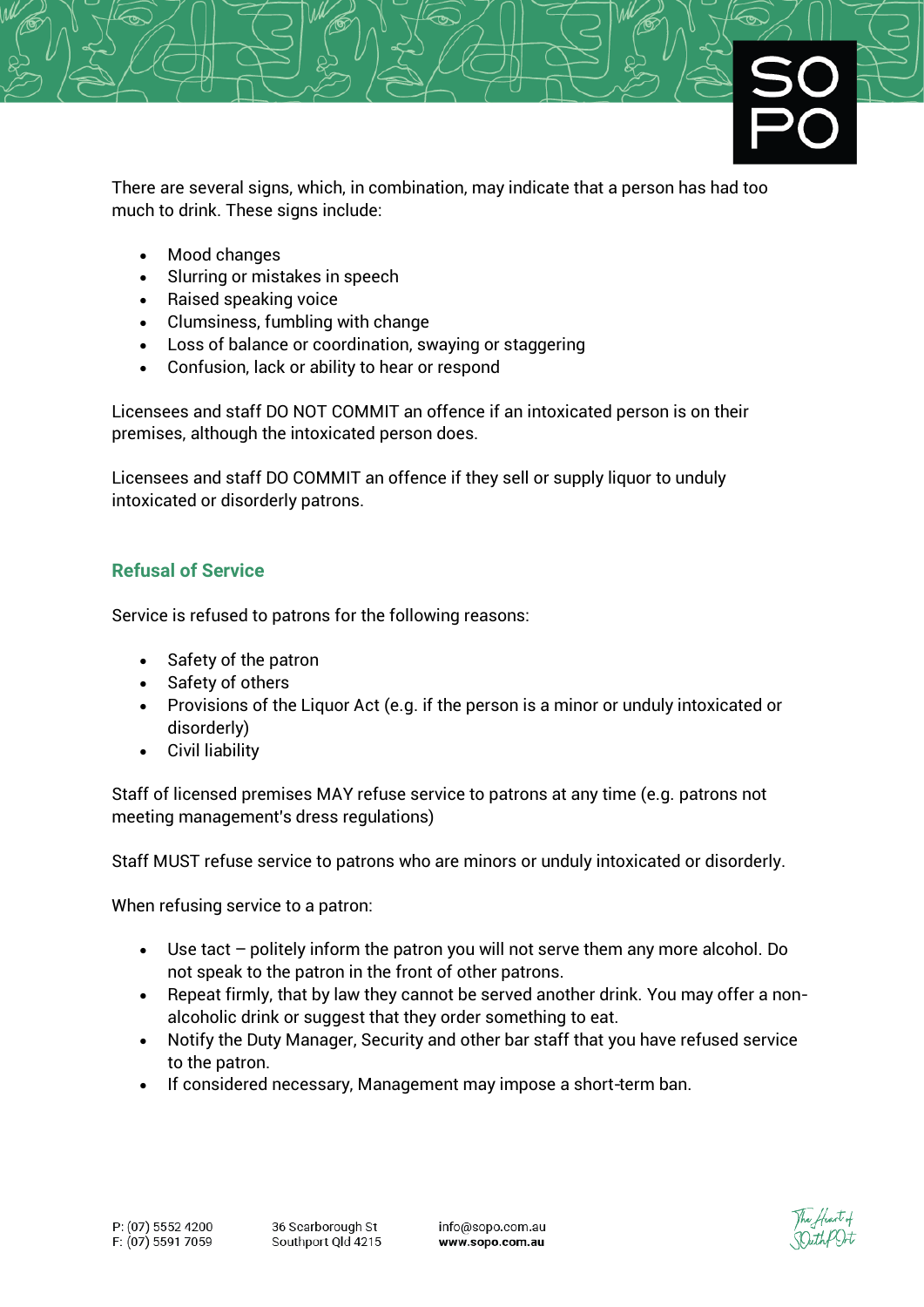There are several signs, which, in combination, may indicate that a person has had too much to drink. These signs include:

- Mood changes
- Slurring or mistakes in speech
- Raised speaking voice
- Clumsiness, fumbling with change
- Loss of balance or coordination, swaying or staggering
- Confusion, lack or ability to hear or respond

Licensees and staff DO NOT COMMIT an offence if an intoxicated person is on their premises, although the intoxicated person does.

Licensees and staff DO COMMIT an offence if they sell or supply liquor to unduly intoxicated or disorderly patrons.

## Refusal of Service

Service is refused to patrons for the following reasons:

- Safety of the patron
- Safety of others
- Provisions of the Liquor Act (e.g. if the person is a minor or unduly intoxicated or disorderly)
- Civil liability

Staff of licensed premises MAY refuse service to patrons at any time (e.g. patrons not meeting management's dress regulations)

Staff MUST refuse service to patrons who are minors or unduly intoxicated or disorderly.

When refusing service to a patron:

- Use tact – politely inform the patron you will not serve them any more alcohol. Do not speak to the patron in the front of other patrons.
- Repeat firmly, that by law they cannot be served another drink. You may offer a non-alcoholic drink or suggest that they order something to eat.
- Notify the Duty Manager, Security and other bar staff that you have refused service to the patron.
- If considered necessary, Management may impose a short-term ban.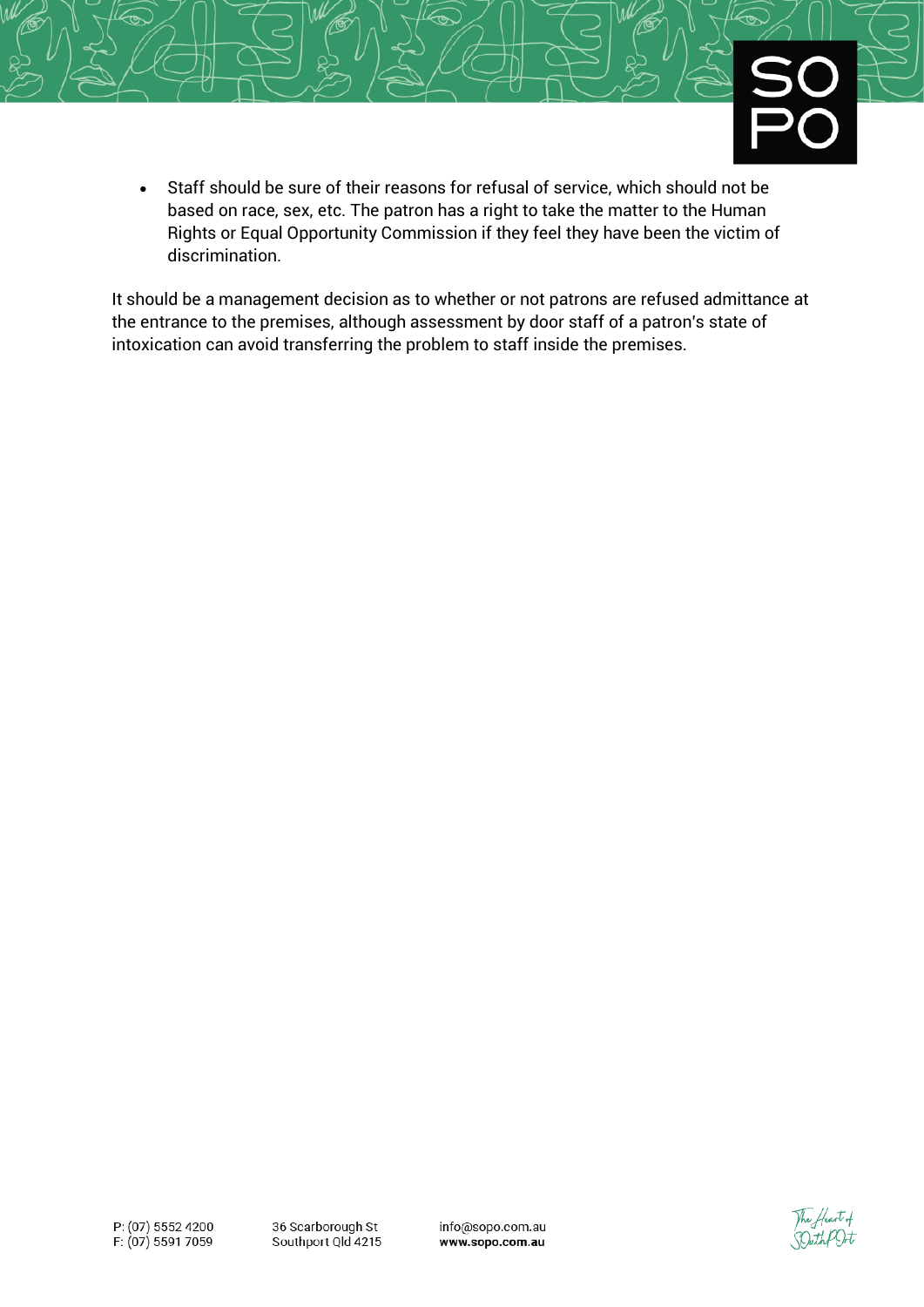- Staff should be sure of their reasons for refusal of service, which should not be based on race, sex, etc. The patron has a right to take the matter to the Human Rights or Equal Opportunity Commission if they feel they have been the victim of discrimination.

It should be a management decision as to whether or not patrons are refused admittance at the entrance to the premises, although assessment by door staff of a patron's state of intoxication can avoid transferring the problem to staff inside the premises.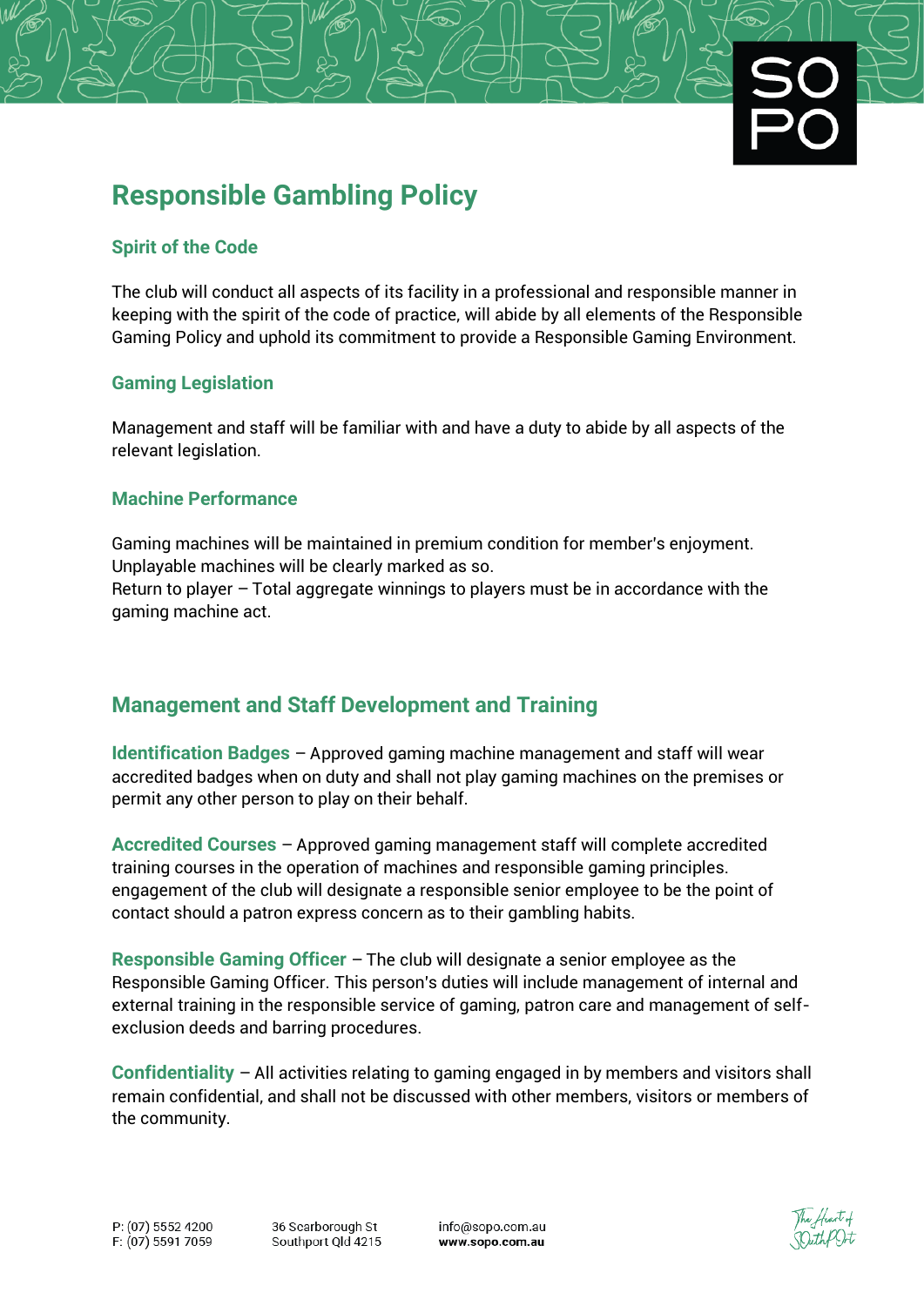# Responsible Gambling Policy

### Spirit of the Code

The club will conduct all aspects of its facility in a professional and responsible manner in keeping with the spirit of the code of practice, will abide by all elements of the Responsible Gaming Policy and uphold its commitment to provide a Responsible Gaming Environment.

### Gaming Legislation

Management and staff will be familiar with and have a duty to abide by all aspects of the relevant legislation.

### Machine Performance

Gaming machines will be maintained in premium condition for member's enjoyment. Unplayable machines will be clearly marked as so.
Return to player – Total aggregate winnings to players must be in accordance with the gaming machine act.

## Management and Staff Development and Training

**Identification Badges** – Approved gaming machine management and staff will wear accredited badges when on duty and shall not play gaming machines on the premises or permit any other person to play on their behalf.

**Accredited Courses** – Approved gaming management staff will complete accredited training courses in the operation of machines and responsible gaming principles. engagement of the club will designate a responsible senior employee to be the point of contact should a patron express concern as to their gambling habits.

**Responsible Gaming Officer** – The club will designate a senior employee as the Responsible Gaming Officer. This person's duties will include management of internal and external training in the responsible service of gaming, patron care and management of self-exclusion deeds and barring procedures.

**Confidentiality** – All activities relating to gaming engaged in by members and visitors shall remain confidential, and shall not be discussed with other members, visitors or members of the community.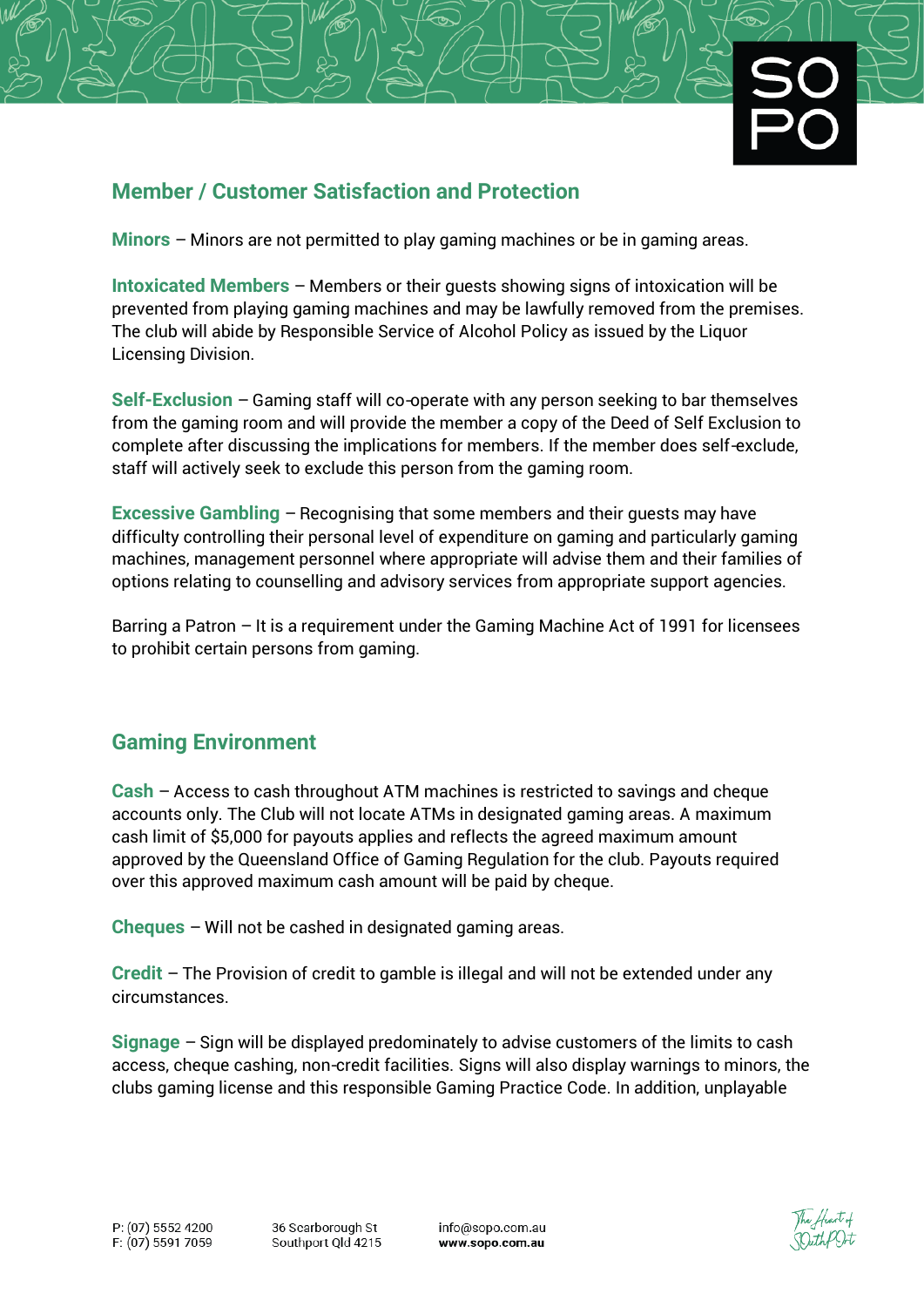## Member / Customer Satisfaction and Protection

**Minors** – Minors are not permitted to play gaming machines or be in gaming areas.

**Intoxicated Members** – Members or their guests showing signs of intoxication will be prevented from playing gaming machines and may be lawfully removed from the premises. The club will abide by Responsible Service of Alcohol Policy as issued by the Liquor Licensing Division.

**Self-Exclusion** – Gaming staff will co-operate with any person seeking to bar themselves from the gaming room and will provide the member a copy of the Deed of Self Exclusion to complete after discussing the implications for members. If the member does self-exclude, staff will actively seek to exclude this person from the gaming room.

**Excessive Gambling** – Recognising that some members and their guests may have difficulty controlling their personal level of expenditure on gaming and particularly gaming machines, management personnel where appropriate will advise them and their families of options relating to counselling and advisory services from appropriate support agencies.

Barring a Patron – It is a requirement under the Gaming Machine Act of 1991 for licensees to prohibit certain persons from gaming.

## Gaming Environment

**Cash** – Access to cash throughout ATM machines is restricted to savings and cheque accounts only. The Club will not locate ATMs in designated gaming areas. A maximum cash limit of $5,000 for payouts applies and reflects the agreed maximum amount approved by the Queensland Office of Gaming Regulation for the club. Payouts required over this approved maximum cash amount will be paid by cheque.

**Cheques** – Will not be cashed in designated gaming areas.

**Credit** – The Provision of credit to gamble is illegal and will not be extended under any circumstances.

**Signage** – Sign will be displayed predominately to advise customers of the limits to cash access, cheque cashing, non-credit facilities. Signs will also display warnings to minors, the clubs gaming license and this responsible Gaming Practice Code. In addition, unplayable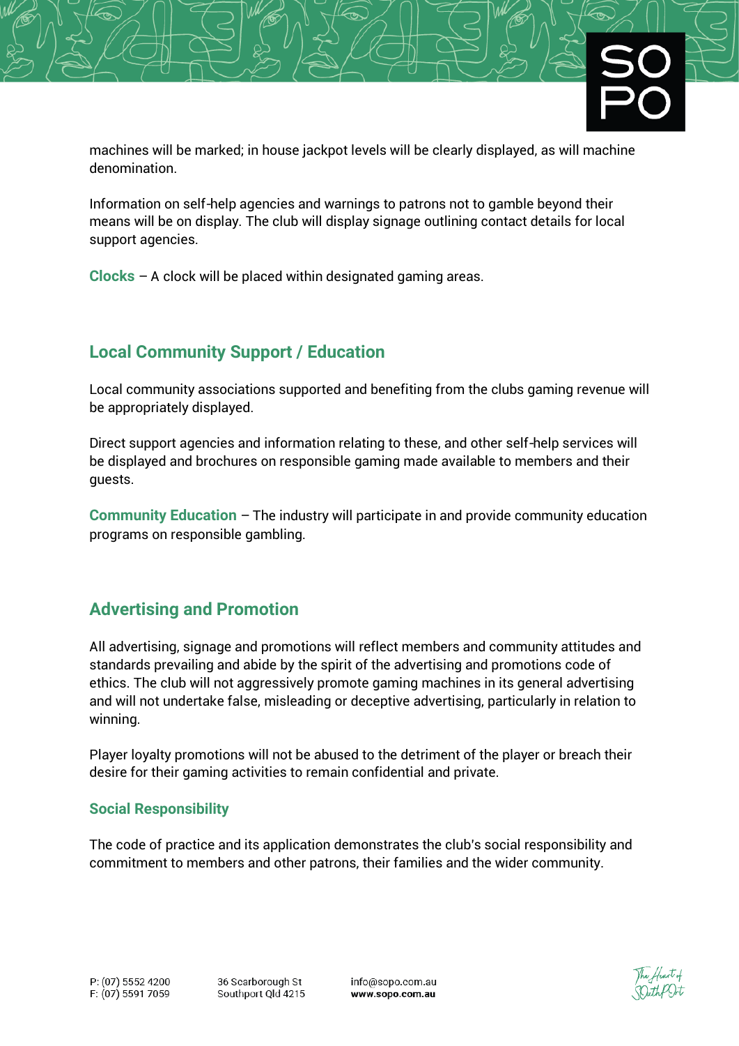machines will be marked; in house jackpot levels will be clearly displayed, as will machine denomination.

Information on self-help agencies and warnings to patrons not to gamble beyond their means will be on display. The club will display signage outlining contact details for local support agencies.

**Clocks** – A clock will be placed within designated gaming areas.

## Local Community Support / Education

Local community associations supported and benefiting from the clubs gaming revenue will be appropriately displayed.

Direct support agencies and information relating to these, and other self-help services will be displayed and brochures on responsible gaming made available to members and their guests.

**Community Education** – The industry will participate in and provide community education programs on responsible gambling.

## Advertising and Promotion

All advertising, signage and promotions will reflect members and community attitudes and standards prevailing and abide by the spirit of the advertising and promotions code of ethics. The club will not aggressively promote gaming machines in its general advertising and will not undertake false, misleading or deceptive advertising, particularly in relation to winning.

Player loyalty promotions will not be abused to the detriment of the player or breach their desire for their gaming activities to remain confidential and private.

### Social Responsibility

The code of practice and its application demonstrates the club's social responsibility and commitment to members and other patrons, their families and the wider community.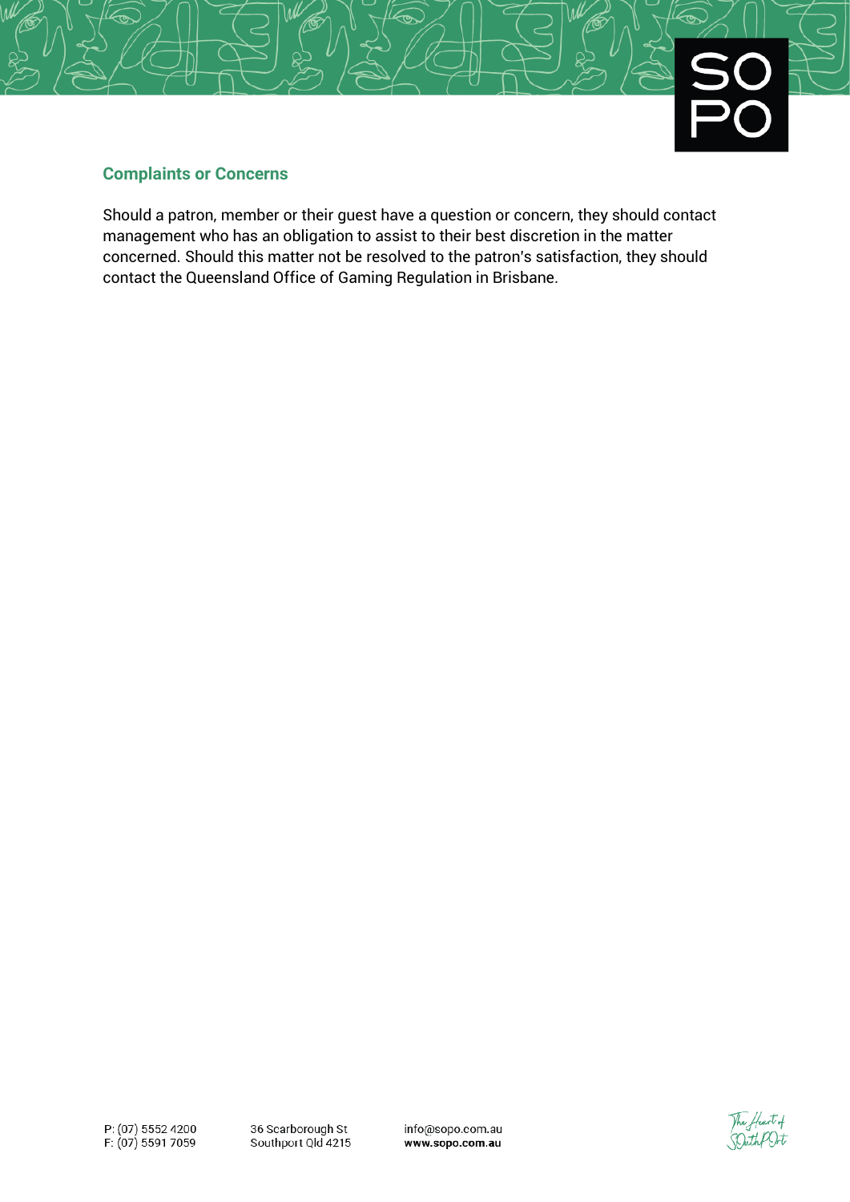## Complaints or Concerns

Should a patron, member or their guest have a question or concern, they should contact management who has an obligation to assist to their best discretion in the matter concerned. Should this matter not be resolved to the patron's satisfaction, they should contact the Queensland Office of Gaming Regulation in Brisbane.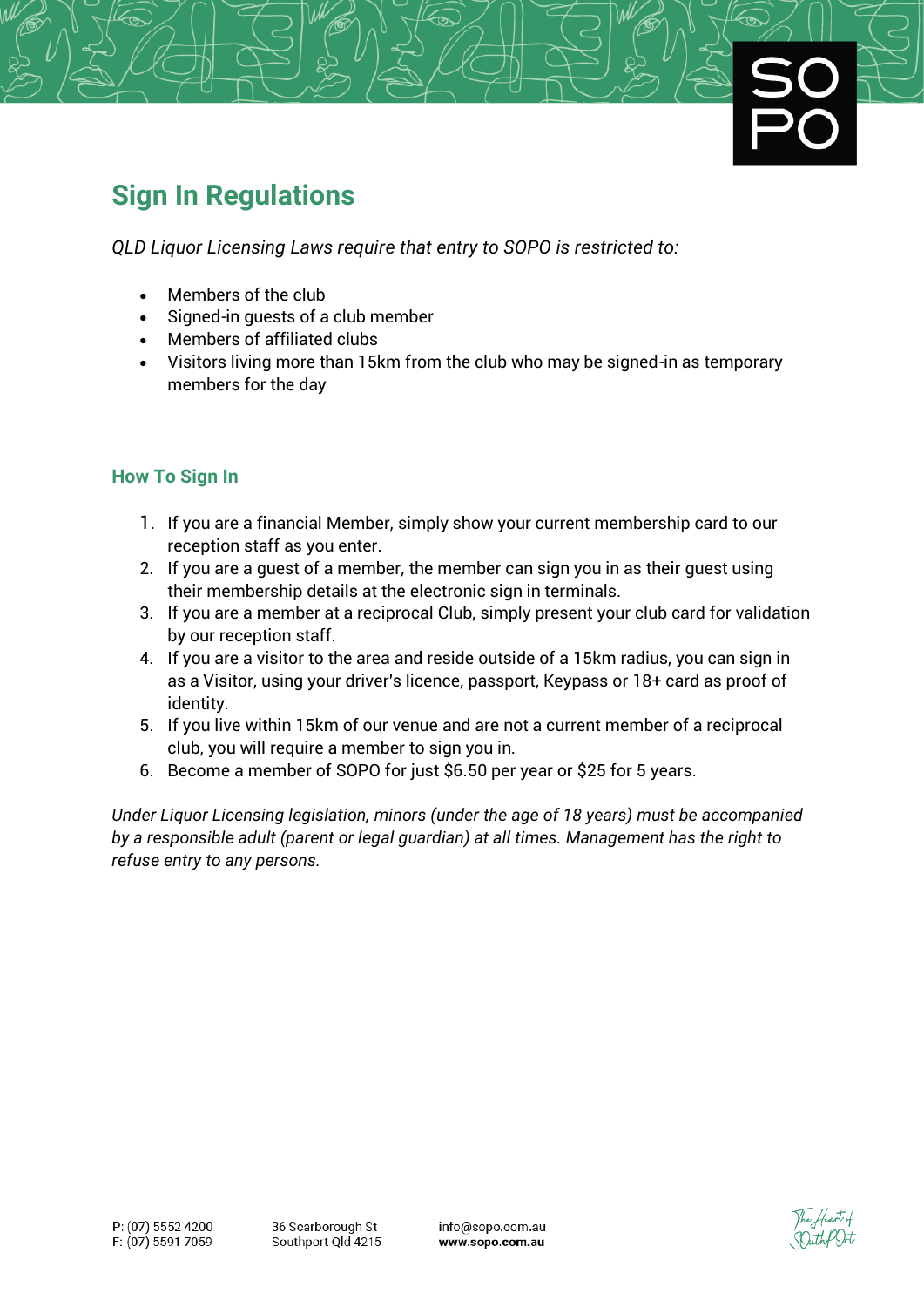# Sign In Regulations

*QLD Liquor Licensing Laws require that entry to SOPO is restricted to:*

- Members of the club
- Signed-in guests of a club member
- Members of affiliated clubs
- Visitors living more than 15km from the club who may be signed-in as temporary members for the day

## How To Sign In

1. If you are a financial Member, simply show your current membership card to our reception staff as you enter.
2. If you are a guest of a member, the member can sign you in as their guest using their membership details at the electronic sign in terminals.
3. If you are a member at a reciprocal Club, simply present your club card for validation by our reception staff.
4. If you are a visitor to the area and reside outside of a 15km radius, you can sign in as a Visitor, using your driver's licence, passport, Keypass or 18+ card as proof of identity.
5. If you live within 15km of our venue and are not a current member of a reciprocal club, you will require a member to sign you in.
6. Become a member of SOPO for just $6.50 per year or $25 for 5 years.

*Under Liquor Licensing legislation, minors (under the age of 18 years) must be accompanied by a responsible adult (parent or legal guardian) at all times. Management has the right to refuse entry to any persons.*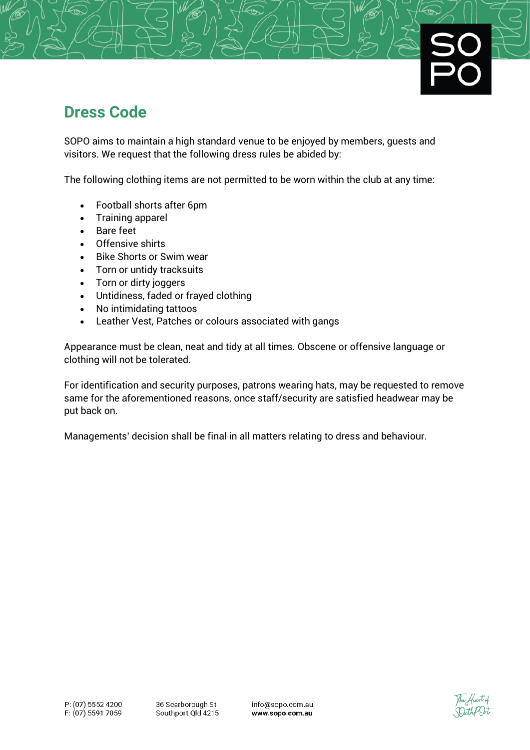## Dress Code

SOPO aims to maintain a high standard venue to be enjoyed by members, guests and visitors. We request that the following dress rules be abided by:

The following clothing items are not permitted to be worn within the club at any time:

- Football shorts after 6pm
- Training apparel
- Bare feet
- Offensive shirts
- Bike Shorts or Swim wear
- Torn or untidy tracksuits
- Torn or dirty joggers
- Untidiness, faded or frayed clothing
- No intimidating tattoos
- Leather Vest, Patches or colours associated with gangs

Appearance must be clean, neat and tidy at all times. Obscene or offensive language or clothing will not be tolerated.

For identification and security purposes, patrons wearing hats, may be requested to remove same for the aforementioned reasons, once staff/security are satisfied headwear may be put back on.

Managements' decision shall be final in all matters relating to dress and behaviour.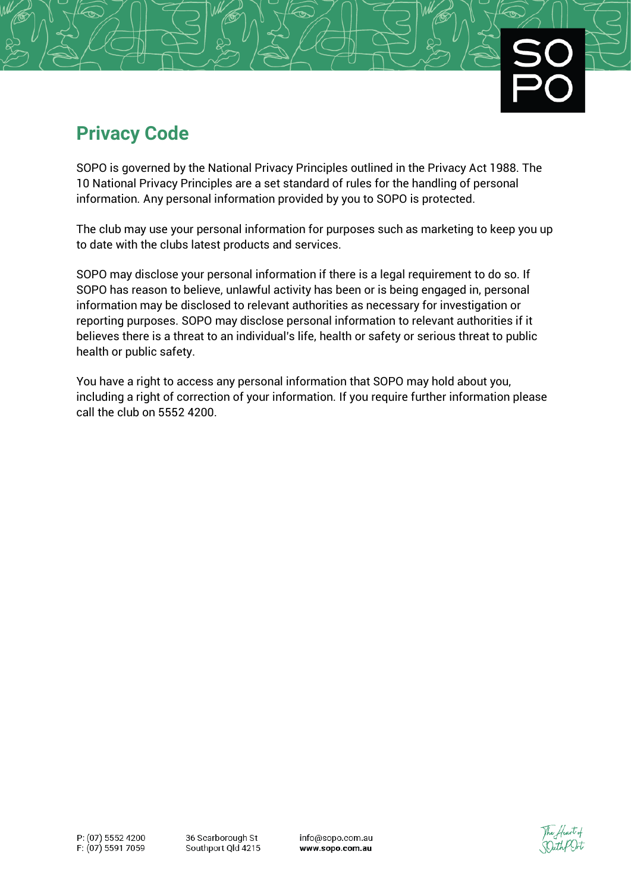# Privacy Code

SOPO is governed by the National Privacy Principles outlined in the Privacy Act 1988. The 10 National Privacy Principles are a set standard of rules for the handling of personal information. Any personal information provided by you to SOPO is protected.

The club may use your personal information for purposes such as marketing to keep you up to date with the clubs latest products and services.

SOPO may disclose your personal information if there is a legal requirement to do so. If SOPO has reason to believe, unlawful activity has been or is being engaged in, personal information may be disclosed to relevant authorities as necessary for investigation or reporting purposes. SOPO may disclose personal information to relevant authorities if it believes there is a threat to an individual's life, health or safety or serious threat to public health or public safety.

You have a right to access any personal information that SOPO may hold about you, including a right of correction of your information. If you require further information please call the club on 5552 4200.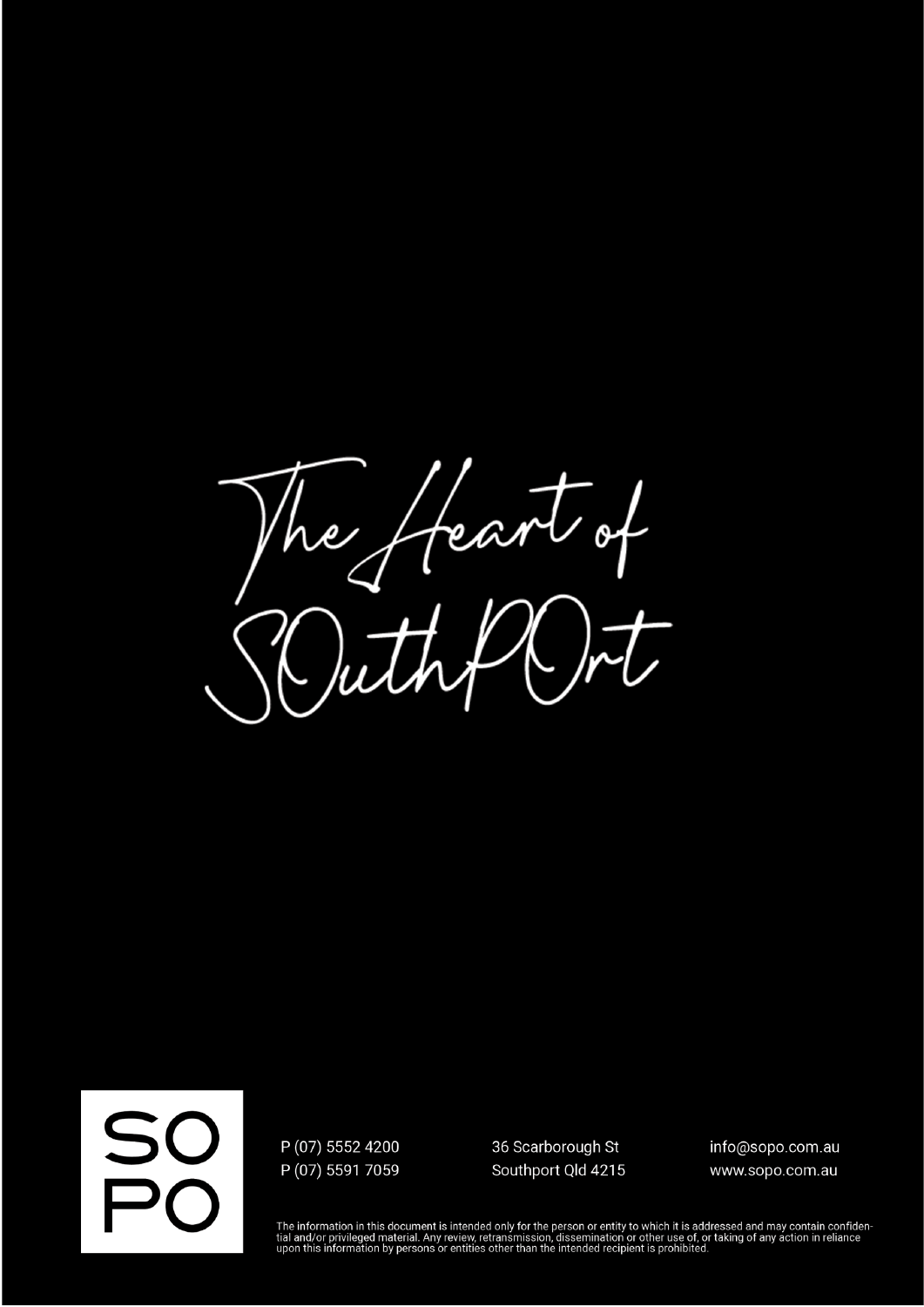The Heart of SOuthPOrt

SO
PO

P (07) 5552 4200
P (07) 5591 7059

36 Scarborough St
Southport Qld 4215

info@sopo.com.au
www.sopo.com.au

The information in this document is intended only for the person or entity to which it is addressed and may contain confidential and/or privileged material. Any review, retransmission, dissemination or other use of, or taking of any action in reliance upon this information by persons or entities other than the intended recipient is prohibited.